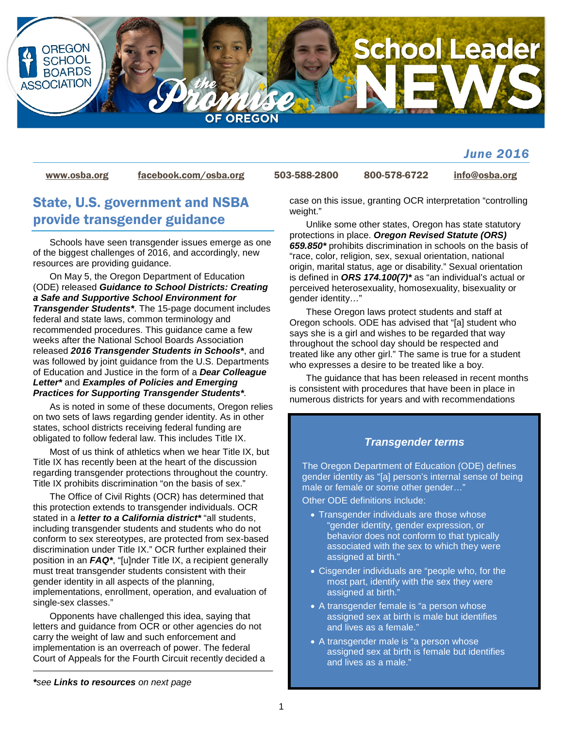# School Leader NEWS

*June 2016*

www.osba.org | facebook.com/osba.org | 503-588-2800 | 800-578-6722 | info@osba.org

## State, U.S. government and NSBA provide transgender guidance

Schools have seen transgender issues emerge as one of the biggest challenges of 2016, and accordingly, new resources are providing guidance.

On May 5, the Oregon Department of Education (ODE) released ***Guidance to School Districts: Creating a Safe and Supportive School Environment for Transgender Students****. The 15-page document includes federal and state laws, common terminology and recommended procedures. This guidance came a few weeks after the National School Boards Association released ***2016 Transgender Students in Schools****, and was followed by joint guidance from the U.S. Departments of Education and Justice in the form of a ***Dear Colleague Letter**** and ***Examples of Policies and Emerging Practices for Supporting Transgender Students****.

As is noted in some of these documents, Oregon relies on two sets of laws regarding gender identity. As in other states, school districts receiving federal funding are obligated to follow federal law. This includes Title IX.

Most of us think of athletics when we hear Title IX, but Title IX has recently been at the heart of the discussion regarding transgender protections throughout the country. Title IX prohibits discrimination "on the basis of sex."

The Office of Civil Rights (OCR) has determined that this protection extends to transgender individuals. OCR stated in a ***letter to a California district**** "all students, including transgender students and students who do not conform to sex stereotypes, are protected from sex-based discrimination under Title IX." OCR further explained their position in an ***FAQ****, "[u]nder Title IX, a recipient generally must treat transgender students consistent with their gender identity in all aspects of the planning, implementations, enrollment, operation, and evaluation of single-sex classes."

Opponents have challenged this idea, saying that letters and guidance from OCR or other agencies do not carry the weight of law and such enforcement and implementation is an overreach of power. The federal Court of Appeals for the Fourth Circuit recently decided a case on this issue, granting OCR interpretation "controlling weight."

Unlike some other states, Oregon has state statutory protections in place. ***Oregon Revised Statute (ORS) 659.850**** prohibits discrimination in schools on the basis of "race, color, religion, sex, sexual orientation, national origin, marital status, age or disability." Sexual orientation is defined in ***ORS 174.100(7)**** as "an individual's actual or perceived heterosexuality, homosexuality, bisexuality or gender identity…"

These Oregon laws protect students and staff at Oregon schools. ODE has advised that "[a] student who says she is a girl and wishes to be regarded that way throughout the school day should be respected and treated like any other girl." The same is true for a student who expresses a desire to be treated like a boy.

The guidance that has been released in recent months is consistent with procedures that have been in place in numerous districts for years and with recommendations

*\*see **Links to resources** on next page*

### *Transgender terms*

The Oregon Department of Education (ODE) defines gender identity as "[a] person's internal sense of being male or female or some other gender…"

Other ODE definitions include:

- Transgender individuals are those whose "gender identity, gender expression, or behavior does not conform to that typically associated with the sex to which they were assigned at birth."
- Cisgender individuals are "people who, for the most part, identify with the sex they were assigned at birth."
- A transgender female is "a person whose assigned sex at birth is male but identifies and lives as a female."
- A transgender male is "a person whose assigned sex at birth is female but identifies and lives as a male."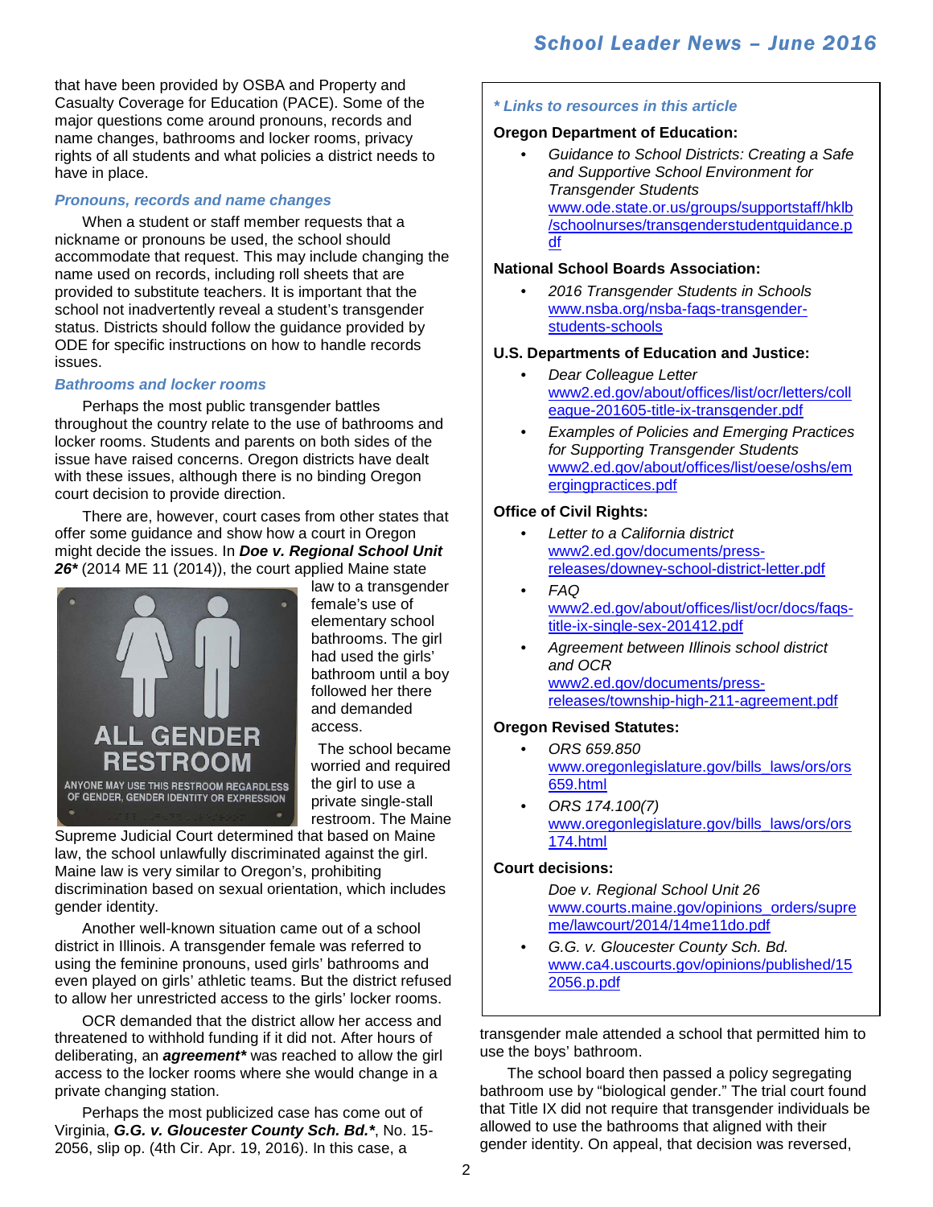that have been provided by OSBA and Property and Casualty Coverage for Education (PACE). Some of the major questions come around pronouns, records and name changes, bathrooms and locker rooms, privacy rights of all students and what policies a district needs to have in place.

### *Pronouns, records and name changes*

When a student or staff member requests that a nickname or pronouns be used, the school should accommodate that request. This may include changing the name used on records, including roll sheets that are provided to substitute teachers. It is important that the school not inadvertently reveal a student's transgender status. Districts should follow the guidance provided by ODE for specific instructions on how to handle records issues.

### *Bathrooms and locker rooms*

Perhaps the most public transgender battles throughout the country relate to the use of bathrooms and locker rooms. Students and parents on both sides of the issue have raised concerns. Oregon districts have dealt with these issues, although there is no binding Oregon court decision to provide direction.

There are, however, court cases from other states that offer some guidance and show how a court in Oregon might decide the issues. In ***Doe v. Regional School Unit 26**** (2014 ME 11 (2014)), the court applied Maine state law to a transgender female's use of elementary school bathrooms. The girl had used the girls' bathroom until a boy followed her there and demanded access.

The school became worried and required the girl to use a private single-stall restroom. The Maine Supreme Judicial Court determined that based on Maine law, the school unlawfully discriminated against the girl. Maine law is very similar to Oregon's, prohibiting discrimination based on sexual orientation, which includes gender identity.

Another well-known situation came out of a school district in Illinois. A transgender female was referred to using the feminine pronouns, used girls' bathrooms and even played on girls' athletic teams. But the district refused to allow her unrestricted access to the girls' locker rooms.

OCR demanded that the district allow her access and threatened to withhold funding if it did not. After hours of deliberating, an ***agreement**** was reached to allow the girl access to the locker rooms where she would change in a private changing station.

Perhaps the most publicized case has come out of Virginia, ***G.G. v. Gloucester County Sch. Bd.****, No. 15-2056, slip op. (4th Cir. Apr. 19, 2016). In this case, a transgender male attended a school that permitted him to use the boys' bathroom.

The school board then passed a policy segregating bathroom use by "biological gender." The trial court found that Title IX did not require that transgender individuals be allowed to use the bathrooms that aligned with their gender identity. On appeal, that decision was reversed,

---

***\* Links to resources in this article***

**Oregon Department of Education:**

- *Guidance to School Districts: Creating a Safe and Supportive School Environment for Transgender Students*
  www.ode.state.or.us/groups/supportstaff/hklb/schoolnurses/transgenderstudentguidance.pdf

**National School Boards Association:**

- *2016 Transgender Students in Schools*
  www.nsba.org/nsba-faqs-transgender-students-schools

**U.S. Departments of Education and Justice:**

- *Dear Colleague Letter*
  www2.ed.gov/about/offices/list/ocr/letters/colleague-201605-title-ix-transgender.pdf
- *Examples of Policies and Emerging Practices for Supporting Transgender Students*
  www2.ed.gov/about/offices/list/oese/oshs/emergingpractices.pdf

**Office of Civil Rights:**

- *Letter to a California district*
  www2.ed.gov/documents/press-releases/downey-school-district-letter.pdf
- *FAQ*
  www2.ed.gov/about/offices/list/ocr/docs/faqs-title-ix-single-sex-201412.pdf
- *Agreement between Illinois school district and OCR*
  www2.ed.gov/documents/press-releases/township-high-211-agreement.pdf

**Oregon Revised Statutes:**

- *ORS 659.850*
  www.oregonlegislature.gov/bills_laws/ors/ors659.html
- *ORS 174.100(7)*
  www.oregonlegislature.gov/bills_laws/ors/ors174.html

**Court decisions:**

- *Doe v. Regional School Unit 26*
  www.courts.maine.gov/opinions_orders/supreme/lawcourt/2014/14me11do.pdf
- *G.G. v. Gloucester County Sch. Bd.*
  www.ca4.uscourts.gov/opinions/published/152056.p.pdf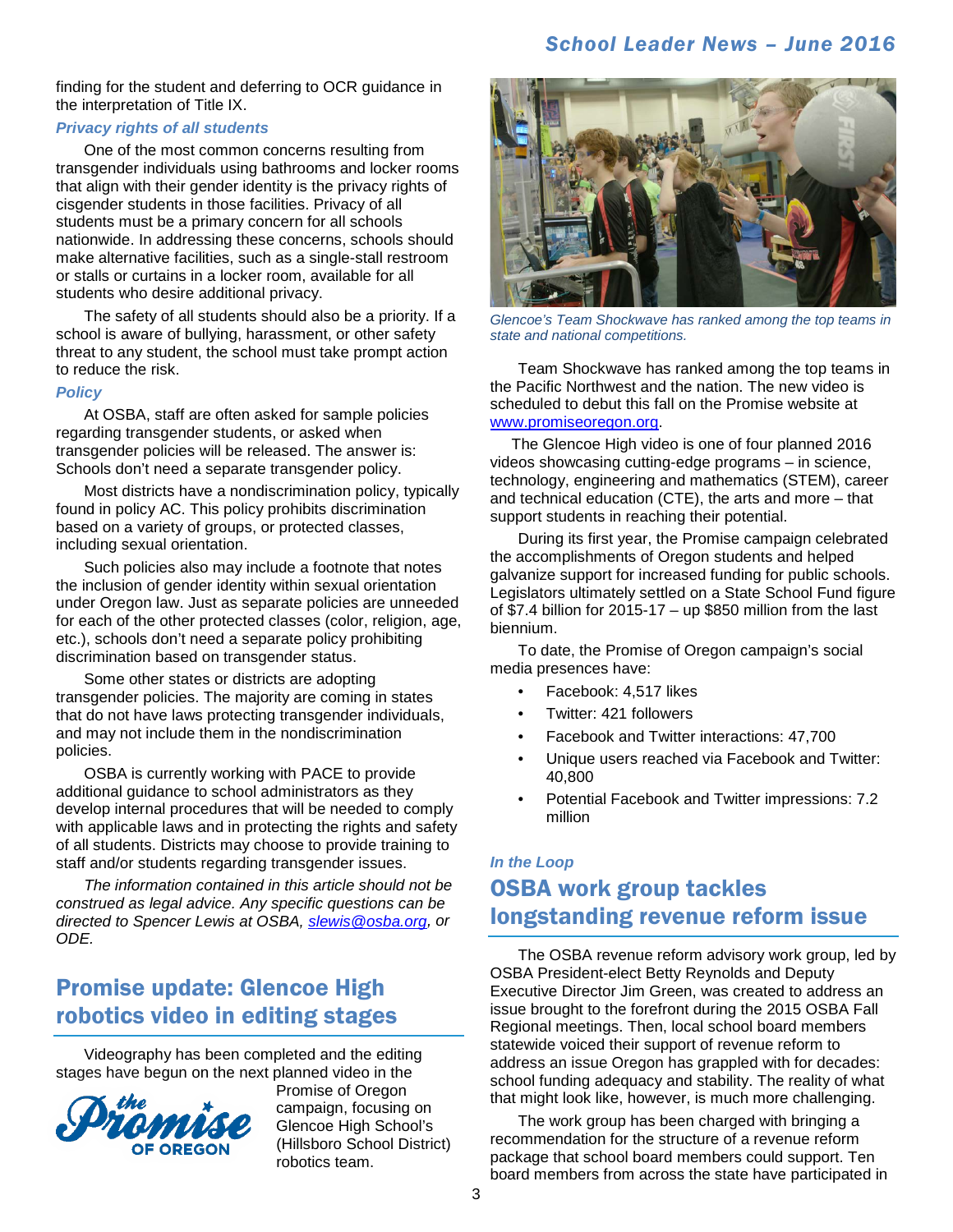finding for the student and deferring to OCR guidance in the interpretation of Title IX.

### *Privacy rights of all students*

One of the most common concerns resulting from transgender individuals using bathrooms and locker rooms that align with their gender identity is the privacy rights of cisgender students in those facilities. Privacy of all students must be a primary concern for all schools nationwide. In addressing these concerns, schools should make alternative facilities, such as a single-stall restroom or stalls or curtains in a locker room, available for all students who desire additional privacy.

The safety of all students should also be a priority. If a school is aware of bullying, harassment, or other safety threat to any student, the school must take prompt action to reduce the risk.

### *Policy*

At OSBA, staff are often asked for sample policies regarding transgender students, or asked when transgender policies will be released. The answer is: Schools don't need a separate transgender policy.

Most districts have a nondiscrimination policy, typically found in policy AC. This policy prohibits discrimination based on a variety of groups, or protected classes, including sexual orientation.

Such policies also may include a footnote that notes the inclusion of gender identity within sexual orientation under Oregon law. Just as separate policies are unneeded for each of the other protected classes (color, religion, age, etc.), schools don't need a separate policy prohibiting discrimination based on transgender status.

Some other states or districts are adopting transgender policies. The majority are coming in states that do not have laws protecting transgender individuals, and may not include them in the nondiscrimination policies.

OSBA is currently working with PACE to provide additional guidance to school administrators as they develop internal procedures that will be needed to comply with applicable laws and in protecting the rights and safety of all students. Districts may choose to provide training to staff and/or students regarding transgender issues.

*The information contained in this article should not be construed as legal advice. Any specific questions can be directed to Spencer Lewis at OSBA, slewis@osba.org, or ODE.*

## Promise update: Glencoe High robotics video in editing stages

Videography has been completed and the editing stages have begun on the next planned video in the Promise of Oregon campaign, focusing on Glencoe High School's (Hillsboro School District) robotics team.

*Glencoe's Team Shockwave has ranked among the top teams in state and national competitions.*

Team Shockwave has ranked among the top teams in the Pacific Northwest and the nation. The new video is scheduled to debut this fall on the Promise website at www.promiseoregon.org.

The Glencoe High video is one of four planned 2016 videos showcasing cutting-edge programs – in science, technology, engineering and mathematics (STEM), career and technical education (CTE), the arts and more – that support students in reaching their potential.

During its first year, the Promise campaign celebrated the accomplishments of Oregon students and helped galvanize support for increased funding for public schools. Legislators ultimately settled on a State School Fund figure of $7.4 billion for 2015-17 – up $850 million from the last biennium.

To date, the Promise of Oregon campaign's social media presences have:

- Facebook: 4,517 likes
- Twitter: 421 followers
- Facebook and Twitter interactions: 47,700
- Unique users reached via Facebook and Twitter: 40,800
- Potential Facebook and Twitter impressions: 7.2 million

*In the Loop*

## OSBA work group tackles longstanding revenue reform issue

The OSBA revenue reform advisory work group, led by OSBA President-elect Betty Reynolds and Deputy Executive Director Jim Green, was created to address an issue brought to the forefront during the 2015 OSBA Fall Regional meetings. Then, local school board members statewide voiced their support of revenue reform to address an issue Oregon has grappled with for decades: school funding adequacy and stability. The reality of what that might look like, however, is much more challenging.

The work group has been charged with bringing a recommendation for the structure of a revenue reform package that school board members could support. Ten board members from across the state have participated in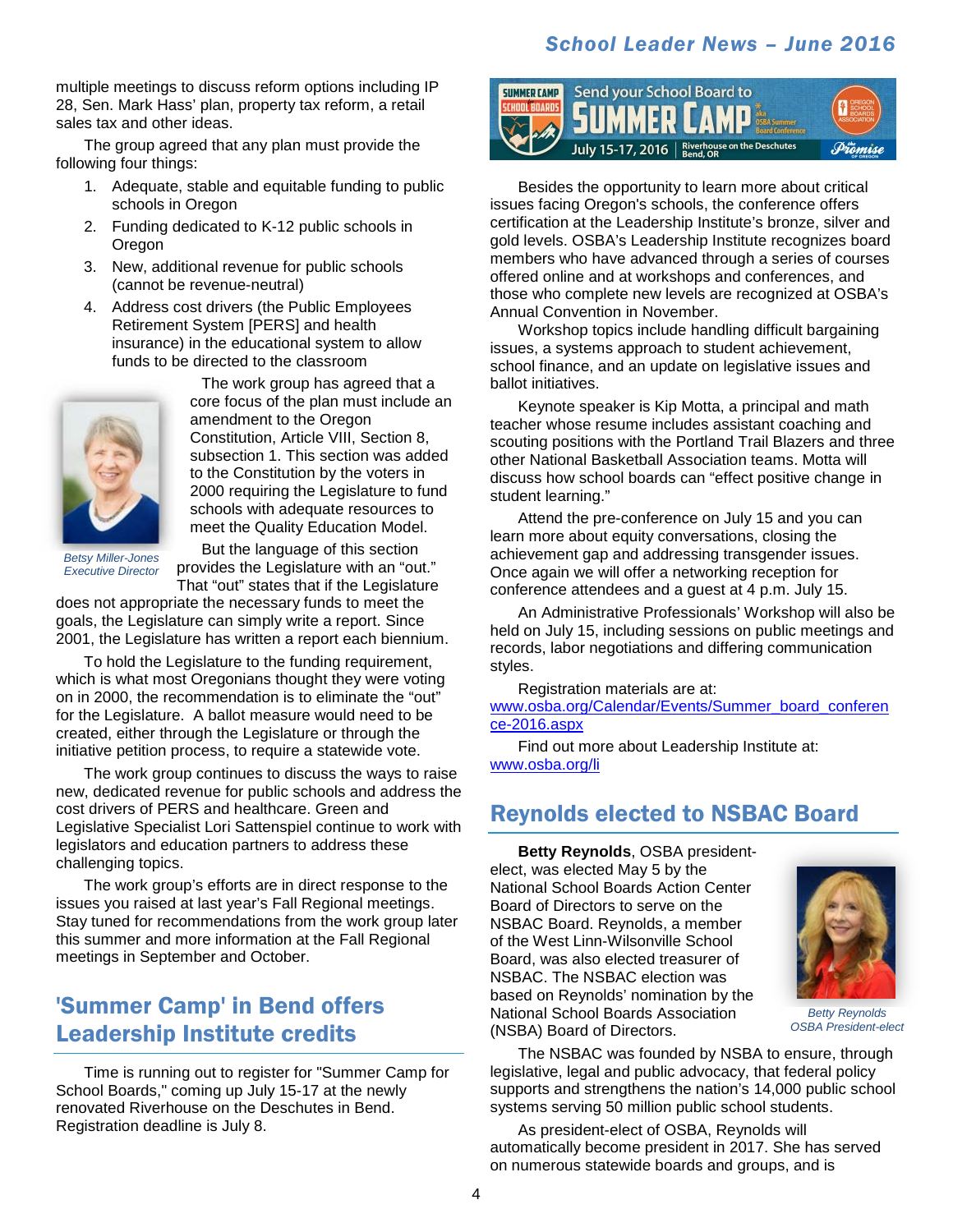multiple meetings to discuss reform options including IP 28, Sen. Mark Hass' plan, property tax reform, a retail sales tax and other ideas.

The group agreed that any plan must provide the following four things:

1. Adequate, stable and equitable funding to public schools in Oregon
2. Funding dedicated to K-12 public schools in Oregon
3. New, additional revenue for public schools (cannot be revenue-neutral)
4. Address cost drivers (the Public Employees Retirement System [PERS] and health insurance) in the educational system to allow funds to be directed to the classroom

The work group has agreed that a core focus of the plan must include an amendment to the Oregon Constitution, Article VIII, Section 8, subsection 1. This section was added to the Constitution by the voters in 2000 requiring the Legislature to fund schools with adequate resources to meet the Quality Education Model.

*Betsy Miller-Jones*
*Executive Director*

But the language of this section provides the Legislature with an "out." That "out" states that if the Legislature does not appropriate the necessary funds to meet the goals, the Legislature can simply write a report. Since 2001, the Legislature has written a report each biennium.

To hold the Legislature to the funding requirement, which is what most Oregonians thought they were voting on in 2000, the recommendation is to eliminate the "out" for the Legislature. A ballot measure would need to be created, either through the Legislature or through the initiative petition process, to require a statewide vote.

The work group continues to discuss the ways to raise new, dedicated revenue for public schools and address the cost drivers of PERS and healthcare. Green and Legislative Specialist Lori Sattenspiel continue to work with legislators and education partners to address these challenging topics.

The work group's efforts are in direct response to the issues you raised at last year's Fall Regional meetings. Stay tuned for recommendations from the work group later this summer and more information at the Fall Regional meetings in September and October.

## 'Summer Camp' in Bend offers Leadership Institute credits

Time is running out to register for "Summer Camp for School Boards," coming up July 15-17 at the newly renovated Riverhouse on the Deschutes in Bend. Registration deadline is July 8.

SUMMER CAMP SCHOOL BOARDS — Send your School Board to SUMMER CAMP aka OSBA Summer Board Conference — July 15-17, 2016 | Riverhouse on the Deschutes Bend, OR

Besides the opportunity to learn more about critical issues facing Oregon's schools, the conference offers certification at the Leadership Institute's bronze, silver and gold levels. OSBA's Leadership Institute recognizes board members who have advanced through a series of courses offered online and at workshops and conferences, and those who complete new levels are recognized at OSBA's Annual Convention in November.

Workshop topics include handling difficult bargaining issues, a systems approach to student achievement, school finance, and an update on legislative issues and ballot initiatives.

Keynote speaker is Kip Motta, a principal and math teacher whose resume includes assistant coaching and scouting positions with the Portland Trail Blazers and three other National Basketball Association teams. Motta will discuss how school boards can "effect positive change in student learning."

Attend the pre-conference on July 15 and you can learn more about equity conversations, closing the achievement gap and addressing transgender issues. Once again we will offer a networking reception for conference attendees and a guest at 4 p.m. July 15.

An Administrative Professionals' Workshop will also be held on July 15, including sessions on public meetings and records, labor negotiations and differing communication styles.

Registration materials are at: [www.osba.org/Calendar/Events/Summer_board_conference-2016.aspx](www.osba.org/Calendar/Events/Summer_board_conference-2016.aspx)

Find out more about Leadership Institute at: [www.osba.org/li](www.osba.org/li)

## Reynolds elected to NSBAC Board

**Betty Reynolds**, OSBA president-elect, was elected May 5 by the National School Boards Action Center Board of Directors to serve on the NSBAC Board. Reynolds, a member of the West Linn-Wilsonville School Board, was also elected treasurer of NSBAC. The NSBAC election was based on Reynolds' nomination by the National School Boards Association (NSBA) Board of Directors.

*Betty Reynolds*
*OSBA President-elect*

The NSBAC was founded by NSBA to ensure, through legislative, legal and public advocacy, that federal policy supports and strengthens the nation's 14,000 public school systems serving 50 million public school students.

As president-elect of OSBA, Reynolds will automatically become president in 2017. She has served on numerous statewide boards and groups, and is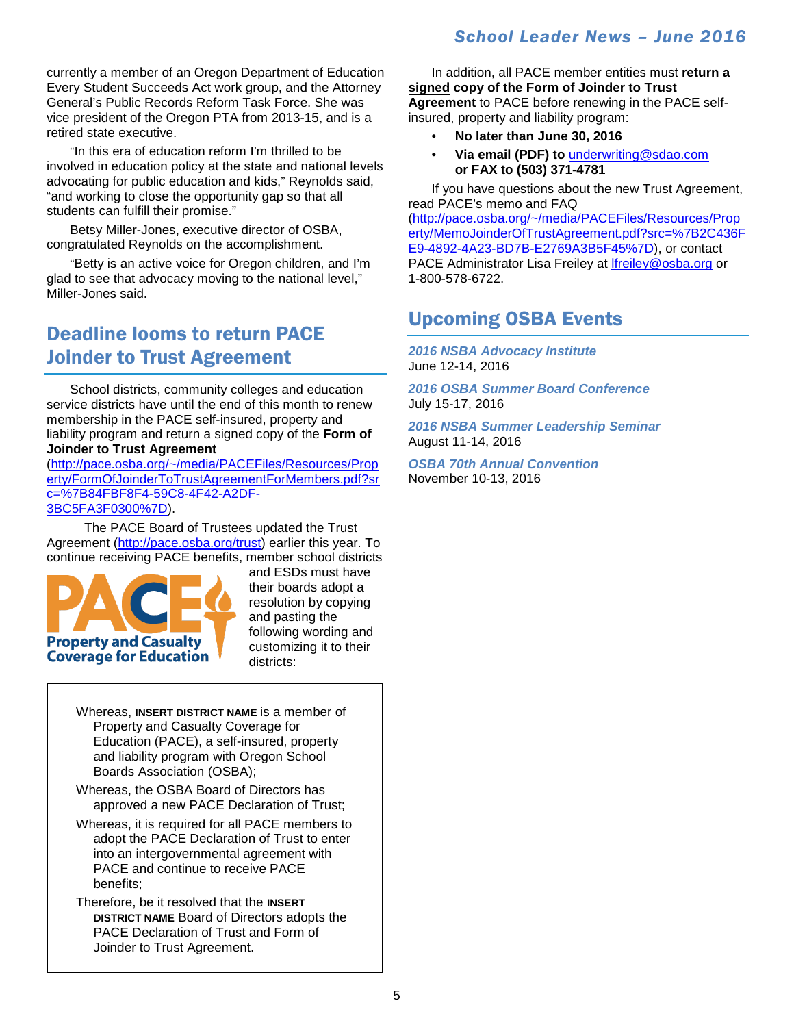currently a member of an Oregon Department of Education Every Student Succeeds Act work group, and the Attorney General's Public Records Reform Task Force. She was vice president of the Oregon PTA from 2013-15, and is a retired state executive.

"In this era of education reform I'm thrilled to be involved in education policy at the state and national levels advocating for public education and kids," Reynolds said, "and working to close the opportunity gap so that all students can fulfill their promise."

Betsy Miller-Jones, executive director of OSBA, congratulated Reynolds on the accomplishment.

"Betty is an active voice for Oregon children, and I'm glad to see that advocacy moving to the national level," Miller-Jones said.

## Deadline looms to return PACE Joinder to Trust Agreement

School districts, community colleges and education service districts have until the end of this month to renew membership in the PACE self-insured, property and liability program and return a signed copy of the **Form of Joinder to Trust Agreement** (http://pace.osba.org/~/media/PACEFiles/Resources/Property/FormOfJoinderToTrustAgreementForMembers.pdf?src=%7B84FBF8F4-59C8-4F42-A2DF-3BC5FA3F0300%7D).

The PACE Board of Trustees updated the Trust Agreement (http://pace.osba.org/trust) earlier this year. To continue receiving PACE benefits, member school districts and ESDs must have their boards adopt a resolution by copying and pasting the following wording and customizing it to their districts:

> Whereas, **INSERT DISTRICT NAME** is a member of Property and Casualty Coverage for Education (PACE), a self-insured, property and liability program with Oregon School Boards Association (OSBA);
>
> Whereas, the OSBA Board of Directors has approved a new PACE Declaration of Trust;
>
> Whereas, it is required for all PACE members to adopt the PACE Declaration of Trust to enter into an intergovernmental agreement with PACE and continue to receive PACE benefits;
>
> Therefore, be it resolved that the **INSERT DISTRICT NAME** Board of Directors adopts the PACE Declaration of Trust and Form of Joinder to Trust Agreement.

In addition, all PACE member entities must **return a signed copy of the Form of Joinder to Trust Agreement** to PACE before renewing in the PACE self-insured, property and liability program:

- **No later than June 30, 2016**
- **Via email (PDF) to** underwriting@sdao.com **or FAX to (503) 371-4781**

If you have questions about the new Trust Agreement, read PACE's memo and FAQ (http://pace.osba.org/~/media/PACEFiles/Resources/Property/MemoJoinderOfTrustAgreement.pdf?src=%7B2C436FE9-4892-4A23-BD7B-E2769A3B5F45%7D), or contact PACE Administrator Lisa Freiley at lfreiley@osba.org or 1-800-578-6722.

## Upcoming OSBA Events

***2016 NSBA Advocacy Institute***
June 12-14, 2016

***2016 OSBA Summer Board Conference***
July 15-17, 2016

***2016 NSBA Summer Leadership Seminar***
August 11-14, 2016

***OSBA 70th Annual Convention***
November 10-13, 2016